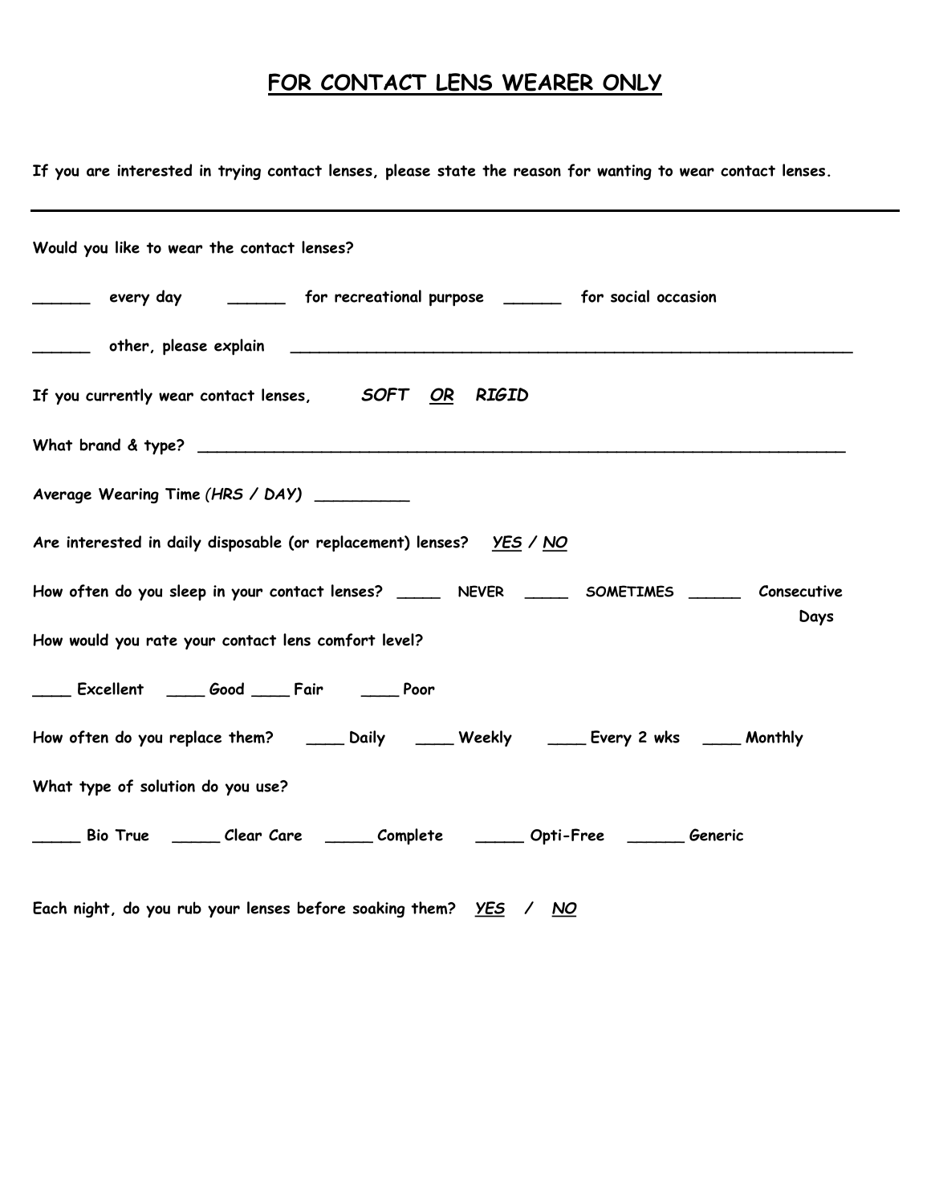# FOR CONTACT LENS WEARER ONLY

**If you are interested in trying contact lenses, please state the reason for wanting to wear contact lenses.**

---

**Would you like to wear the contact lenses?**

**______ every day ______ for recreational purpose ______ for social occasion**

**______ other, please explain ____________________________________________________________**

**If you currently wear contact lenses,** ***SOFT*** ***OR*** ***RIGID***

**What brand & type? ____________________________________________________________________**

**Average Wearing Time** ***(HRS / DAY)*** **__________**

**Are interested in daily disposable (or replacement) lenses?** ***YES / NO***

**How often do you sleep in your contact lenses? _____ NEVER _____ SOMETIMES ______ Consecutive Days**

**How would you rate your contact lens comfort level?**

**____ Excellent ____ Good ____ Fair ____ Poor**

**How often do you replace them? ____ Daily ____ Weekly ____ Every 2 wks ____ Monthly**

**What type of solution do you use?**

**_____ Bio True _____ Clear Care _____ Complete _____ Opti-Free ______ Generic**

**Each night, do you rub your lenses before soaking them?** ***YES / NO***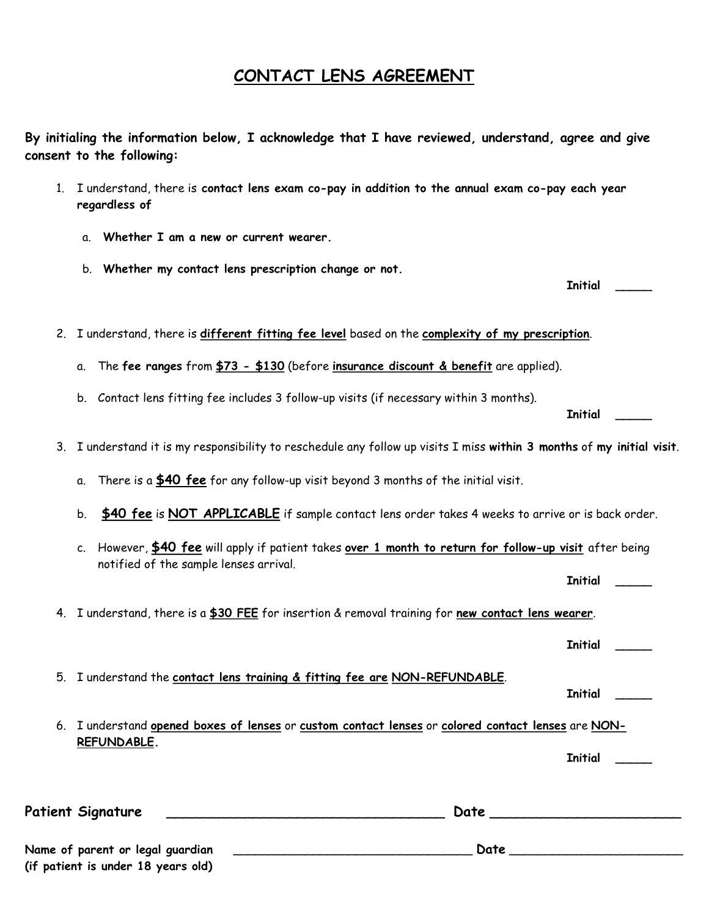# CONTACT LENS AGREEMENT

**By initialing the information below, I acknowledge that I have reviewed, understand, agree and give consent to the following:**

1. I understand, there is **contact lens exam co-pay in addition to the annual exam co-pay each year regardless of**
   a. **Whether I am a new or current wearer.**
   b. **Whether my contact lens prescription change or not.**

   **Initial** _____

2. I understand, there is **different fitting fee level** based on the **complexity of my prescription**.
   a. The **fee ranges** from **$73 - $130** (before **insurance discount & benefit** are applied).
   b. Contact lens fitting fee includes 3 follow-up visits (if necessary within 3 months).

   **Initial** _____

3. I understand it is my responsibility to reschedule any follow up visits I miss **within 3 months** of **my initial visit**.
   a. There is a **$40 fee** for any follow-up visit beyond 3 months of the initial visit.
   b. **$40 fee** is **NOT APPLICABLE** if sample contact lens order takes 4 weeks to arrive or is back order.
   c. However, **$40 fee** will apply if patient takes **over 1 month to return for follow-up visit** after being notified of the sample lenses arrival.

   **Initial** _____

4. I understand, there is a **$30 FEE** for insertion & removal training for **new contact lens wearer**.

   **Initial** _____

5. I understand the **contact lens training & fitting fee are NON-REFUNDABLE**.

   **Initial** _____

6. I understand **opened boxes of lenses** or **custom contact lenses** or **colored contact lenses** are **NON-REFUNDABLE.**

   **Initial** _____

**Patient Signature** ___________________________________ **Date** ________________________

**Name of parent or legal guardian (if patient is under 18 years old)** _________________________________ **Date** _______________________